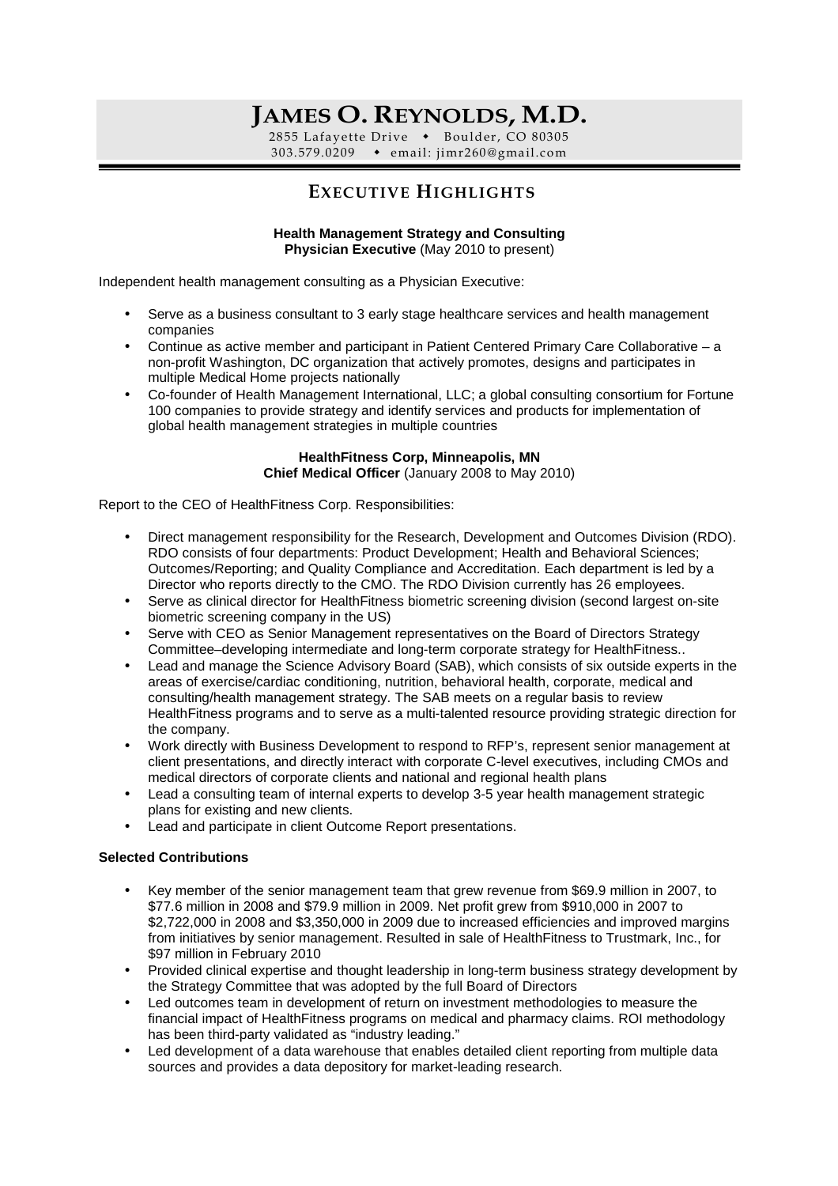# JAMES O. REYNOLDS, M.D.

2855 Lafayette Drive • Boulder, CO 80305
303.579.0209 • email: jimr260@gmail.com

## EXECUTIVE HIGHLIGHTS

**Health Management Strategy and Consulting**
**Physician Executive** (May 2010 to present)

Independent health management consulting as a Physician Executive:

- Serve as a business consultant to 3 early stage healthcare services and health management companies
- Continue as active member and participant in Patient Centered Primary Care Collaborative – a non-profit Washington, DC organization that actively promotes, designs and participates in multiple Medical Home projects nationally
- Co-founder of Health Management International, LLC; a global consulting consortium for Fortune 100 companies to provide strategy and identify services and products for implementation of global health management strategies in multiple countries

**HealthFitness Corp, Minneapolis, MN**
**Chief Medical Officer** (January 2008 to May 2010)

Report to the CEO of HealthFitness Corp. Responsibilities:

- Direct management responsibility for the Research, Development and Outcomes Division (RDO). RDO consists of four departments: Product Development; Health and Behavioral Sciences; Outcomes/Reporting; and Quality Compliance and Accreditation. Each department is led by a Director who reports directly to the CMO. The RDO Division currently has 26 employees.
- Serve as clinical director for HealthFitness biometric screening division (second largest on-site biometric screening company in the US)
- Serve with CEO as Senior Management representatives on the Board of Directors Strategy Committee–developing intermediate and long-term corporate strategy for HealthFitness..
- Lead and manage the Science Advisory Board (SAB), which consists of six outside experts in the areas of exercise/cardiac conditioning, nutrition, behavioral health, corporate, medical and consulting/health management strategy. The SAB meets on a regular basis to review HealthFitness programs and to serve as a multi-talented resource providing strategic direction for the company.
- Work directly with Business Development to respond to RFP's, represent senior management at client presentations, and directly interact with corporate C-level executives, including CMOs and medical directors of corporate clients and national and regional health plans
- Lead a consulting team of internal experts to develop 3-5 year health management strategic plans for existing and new clients.
- Lead and participate in client Outcome Report presentations.

**Selected Contributions**

- Key member of the senior management team that grew revenue from $69.9 million in 2007, to $77.6 million in 2008 and $79.9 million in 2009. Net profit grew from $910,000 in 2007 to $2,722,000 in 2008 and $3,350,000 in 2009 due to increased efficiencies and improved margins from initiatives by senior management. Resulted in sale of HealthFitness to Trustmark, Inc., for $97 million in February 2010
- Provided clinical expertise and thought leadership in long-term business strategy development by the Strategy Committee that was adopted by the full Board of Directors
- Led outcomes team in development of return on investment methodologies to measure the financial impact of HealthFitness programs on medical and pharmacy claims. ROI methodology has been third-party validated as "industry leading."
- Led development of a data warehouse that enables detailed client reporting from multiple data sources and provides a data depository for market-leading research.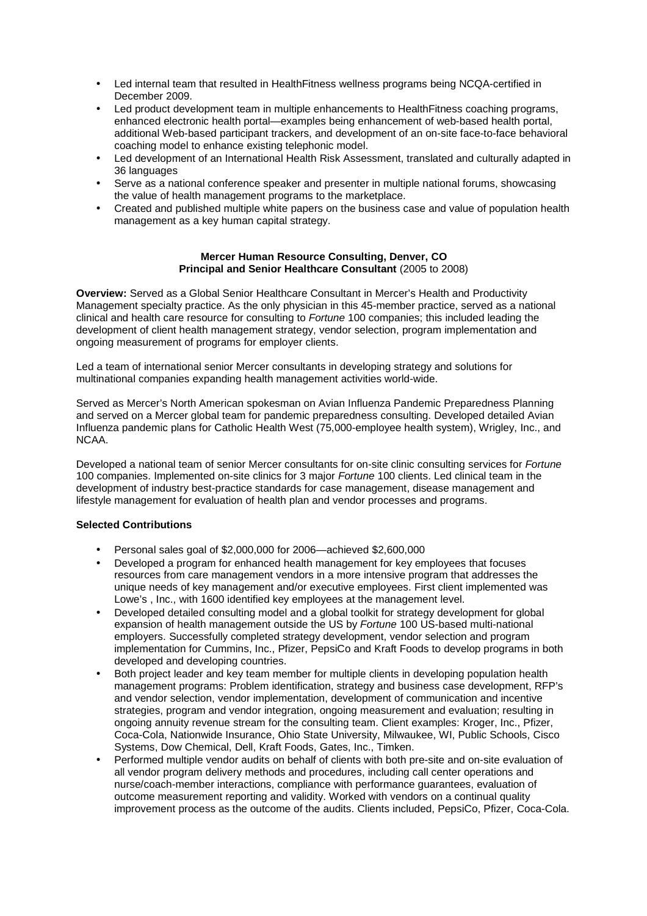- Led internal team that resulted in HealthFitness wellness programs being NCQA-certified in December 2009.
- Led product development team in multiple enhancements to HealthFitness coaching programs, enhanced electronic health portal—examples being enhancement of web-based health portal, additional Web-based participant trackers, and development of an on-site face-to-face behavioral coaching model to enhance existing telephonic model.
- Led development of an International Health Risk Assessment, translated and culturally adapted in 36 languages
- Serve as a national conference speaker and presenter in multiple national forums, showcasing the value of health management programs to the marketplace.
- Created and published multiple white papers on the business case and value of population health management as a key human capital strategy.

**Mercer Human Resource Consulting, Denver, CO**
**Principal and Senior Healthcare Consultant** (2005 to 2008)

**Overview:** Served as a Global Senior Healthcare Consultant in Mercer's Health and Productivity Management specialty practice. As the only physician in this 45-member practice, served as a national clinical and health care resource for consulting to *Fortune* 100 companies; this included leading the development of client health management strategy, vendor selection, program implementation and ongoing measurement of programs for employer clients.

Led a team of international senior Mercer consultants in developing strategy and solutions for multinational companies expanding health management activities world-wide.

Served as Mercer's North American spokesman on Avian Influenza Pandemic Preparedness Planning and served on a Mercer global team for pandemic preparedness consulting. Developed detailed Avian Influenza pandemic plans for Catholic Health West (75,000-employee health system), Wrigley, Inc., and NCAA.

Developed a national team of senior Mercer consultants for on-site clinic consulting services for *Fortune* 100 companies. Implemented on-site clinics for 3 major *Fortune* 100 clients. Led clinical team in the development of industry best-practice standards for case management, disease management and lifestyle management for evaluation of health plan and vendor processes and programs.

**Selected Contributions**

- Personal sales goal of $2,000,000 for 2006—achieved $2,600,000
- Developed a program for enhanced health management for key employees that focuses resources from care management vendors in a more intensive program that addresses the unique needs of key management and/or executive employees. First client implemented was Lowe's , Inc., with 1600 identified key employees at the management level.
- Developed detailed consulting model and a global toolkit for strategy development for global expansion of health management outside the US by *Fortune* 100 US-based multi-national employers. Successfully completed strategy development, vendor selection and program implementation for Cummins, Inc., Pfizer, PepsiCo and Kraft Foods to develop programs in both developed and developing countries.
- Both project leader and key team member for multiple clients in developing population health management programs: Problem identification, strategy and business case development, RFP's and vendor selection, vendor implementation, development of communication and incentive strategies, program and vendor integration, ongoing measurement and evaluation; resulting in ongoing annuity revenue stream for the consulting team. Client examples: Kroger, Inc., Pfizer, Coca-Cola, Nationwide Insurance, Ohio State University, Milwaukee, WI, Public Schools, Cisco Systems, Dow Chemical, Dell, Kraft Foods, Gates, Inc., Timken.
- Performed multiple vendor audits on behalf of clients with both pre-site and on-site evaluation of all vendor program delivery methods and procedures, including call center operations and nurse/coach-member interactions, compliance with performance guarantees, evaluation of outcome measurement reporting and validity. Worked with vendors on a continual quality improvement process as the outcome of the audits. Clients included, PepsiCo, Pfizer, Coca-Cola.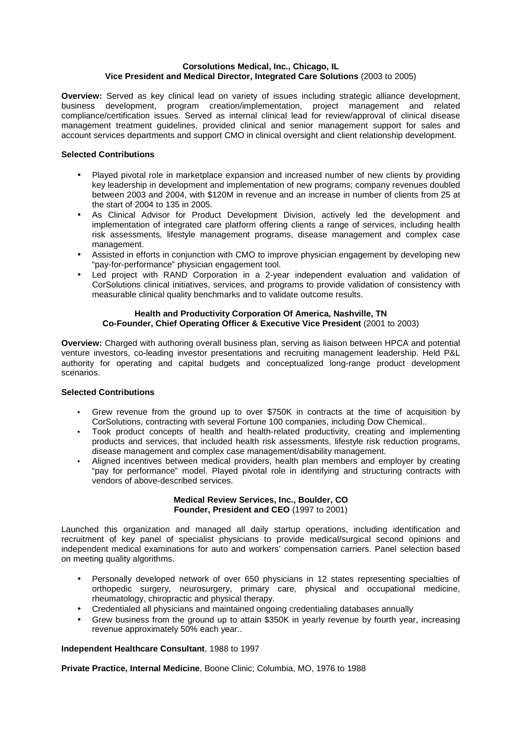**Corsolutions Medical, Inc., Chicago, IL**
**Vice President and Medical Director, Integrated Care Solutions** (2003 to 2005)

**Overview:** Served as key clinical lead on variety of issues including strategic alliance development, business development, program creation/implementation, project management and related compliance/certification issues. Served as internal clinical lead for review/approval of clinical disease management treatment guidelines, provided clinical and senior management support for sales and account services departments and support CMO in clinical oversight and client relationship development.

**Selected Contributions**

- Played pivotal role in marketplace expansion and increased number of new clients by providing key leadership in development and implementation of new programs; company revenues doubled between 2003 and 2004, with $120M in revenue and an increase in number of clients from 25 at the start of 2004 to 135 in 2005.
- As Clinical Advisor for Product Development Division, actively led the development and implementation of integrated care platform offering clients a range of services, including health risk assessments, lifestyle management programs, disease management and complex case management.
- Assisted in efforts in conjunction with CMO to improve physician engagement by developing new "pay-for-performance" physician engagement tool.
- Led project with RAND Corporation in a 2-year independent evaluation and validation of CorSolutions clinical initiatives, services, and programs to provide validation of consistency with measurable clinical quality benchmarks and to validate outcome results.

**Health and Productivity Corporation Of America, Nashville, TN**
**Co-Founder, Chief Operating Officer & Executive Vice President** (2001 to 2003)

**Overview:** Charged with authoring overall business plan, serving as liaison between HPCA and potential venture investors, co-leading investor presentations and recruiting management leadership. Held P&L authority for operating and capital budgets and conceptualized long-range product development scenarios.

**Selected Contributions**

- Grew revenue from the ground up to over $750K in contracts at the time of acquisition by CorSolutions, contracting with several Fortune 100 companies, including Dow Chemical..
- Took product concepts of health and health-related productivity, creating and implementing products and services, that included health risk assessments, lifestyle risk reduction programs, disease management and complex case management/disability management.
- Aligned incentives between medical providers, health plan members and employer by creating "pay for performance" model. Played pivotal role in identifying and structuring contracts with vendors of above-described services.

**Medical Review Services, Inc., Boulder, CO**
**Founder, President and CEO** (1997 to 2001)

Launched this organization and managed all daily startup operations, including identification and recruitment of key panel of specialist physicians to provide medical/surgical second opinions and independent medical examinations for auto and workers' compensation carriers. Panel selection based on meeting quality algorithms.

- Personally developed network of over 650 physicians in 12 states representing specialties of orthopedic surgery, neurosurgery, primary care, physical and occupational medicine, rheumatology, chiropractic and physical therapy.
- Credentialed all physicians and maintained ongoing credentialing databases annually
- Grew business from the ground up to attain $350K in yearly revenue by fourth year, increasing revenue approximately 50% each year..

**Independent Healthcare Consultant**, 1988 to 1997

**Private Practice, Internal Medicine**, Boone Clinic; Columbia, MO, 1976 to 1988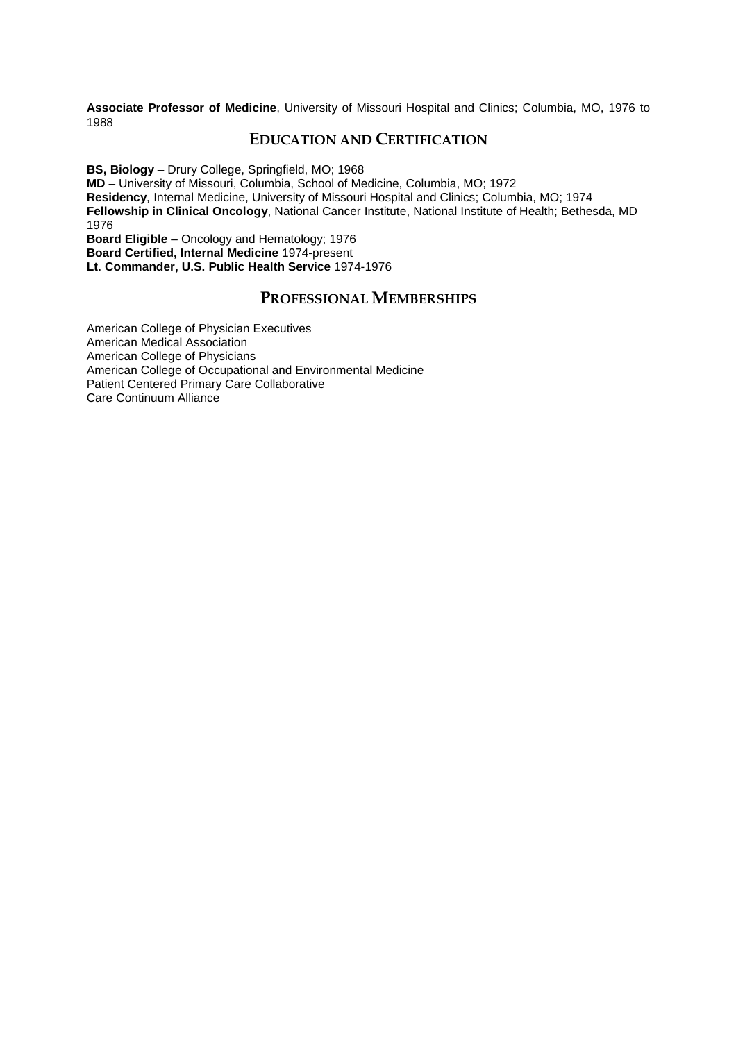**Associate Professor of Medicine**, University of Missouri Hospital and Clinics; Columbia, MO, 1976 to 1988

## Education and Certification

**BS, Biology** – Drury College, Springfield, MO; 1968
**MD** – University of Missouri, Columbia, School of Medicine, Columbia, MO; 1972
**Residency**, Internal Medicine, University of Missouri Hospital and Clinics; Columbia, MO; 1974
**Fellowship in Clinical Oncology**, National Cancer Institute, National Institute of Health; Bethesda, MD 1976
**Board Eligible** – Oncology and Hematology; 1976
**Board Certified, Internal Medicine** 1974-present
**Lt. Commander, U.S. Public Health Service** 1974-1976

## Professional Memberships

American College of Physician Executives
American Medical Association
American College of Physicians
American College of Occupational and Environmental Medicine
Patient Centered Primary Care Collaborative
Care Continuum Alliance